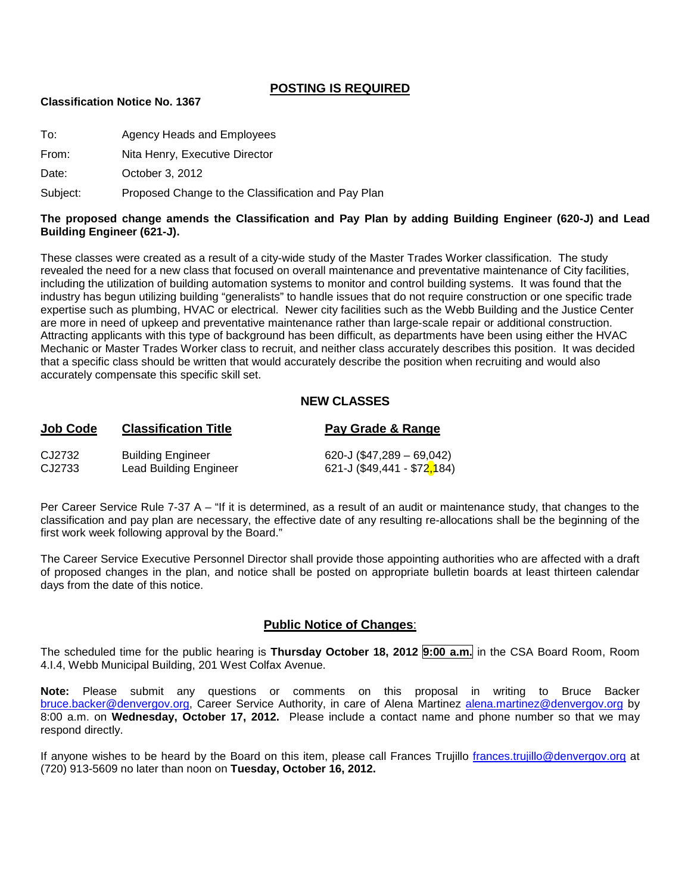# POSTING IS REQUIRED

**Classification Notice No. 1367**

To: Agency Heads and Employees

From: Nita Henry, Executive Director

Date: October 3, 2012

Subject: Proposed Change to the Classification and Pay Plan

**The proposed change amends the Classification and Pay Plan by adding Building Engineer (620-J) and Lead Building Engineer (621-J).**

These classes were created as a result of a city-wide study of the Master Trades Worker classification. The study revealed the need for a new class that focused on overall maintenance and preventative maintenance of City facilities, including the utilization of building automation systems to monitor and control building systems. It was found that the industry has begun utilizing building "generalists" to handle issues that do not require construction or one specific trade expertise such as plumbing, HVAC or electrical. Newer city facilities such as the Webb Building and the Justice Center are more in need of upkeep and preventative maintenance rather than large-scale repair or additional construction. Attracting applicants with this type of background has been difficult, as departments have been using either the HVAC Mechanic or Master Trades Worker class to recruit, and neither class accurately describes this position. It was decided that a specific class should be written that would accurately describe the position when recruiting and would also accurately compensate this specific skill set.

## NEW CLASSES

| Job Code | Classification Title | Pay Grade & Range |
|---|---|---|
| CJ2732 | Building Engineer | 620-J ($47,289 – 69,042) |
| CJ2733 | Lead Building Engineer | 621-J ($49,441 - $72,184) |

Per Career Service Rule 7-37 A – "If it is determined, as a result of an audit or maintenance study, that changes to the classification and pay plan are necessary, the effective date of any resulting re-allocations shall be the beginning of the first work week following approval by the Board."

The Career Service Executive Personnel Director shall provide those appointing authorities who are affected with a draft of proposed changes in the plan, and notice shall be posted on appropriate bulletin boards at least thirteen calendar days from the date of this notice.

## Public Notice of Changes:

The scheduled time for the public hearing is **Thursday October 18, 2012 9:00 a.m.** in the CSA Board Room, Room 4.I.4, Webb Municipal Building, 201 West Colfax Avenue.

**Note:** Please submit any questions or comments on this proposal in writing to Bruce Backer bruce.backer@denvergov.org, Career Service Authority, in care of Alena Martinez alena.martinez@denvergov.org by 8:00 a.m. on **Wednesday, October 17, 2012.** Please include a contact name and phone number so that we may respond directly.

If anyone wishes to be heard by the Board on this item, please call Frances Trujillo frances.trujillo@denvergov.org at (720) 913-5609 no later than noon on **Tuesday, October 16, 2012.**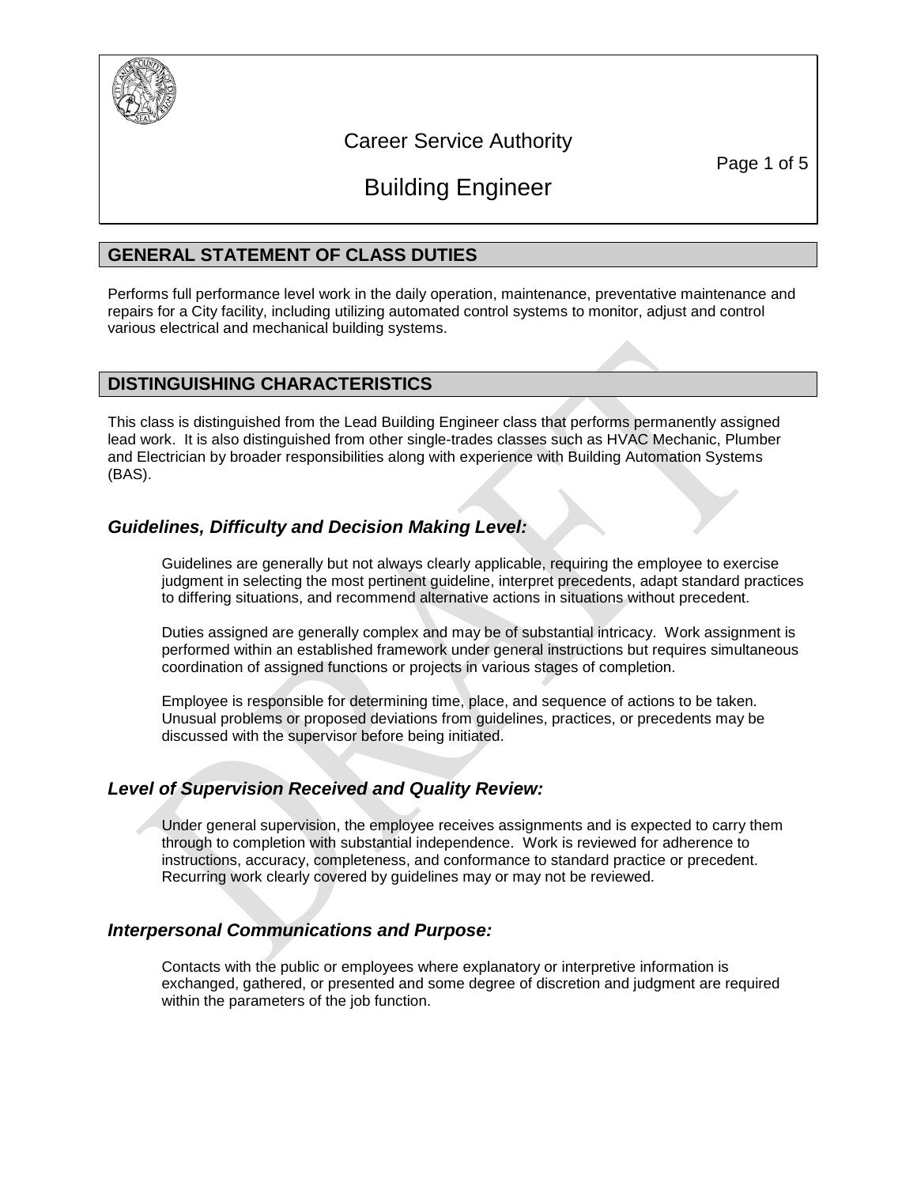# Career Service Authority

# Building Engineer

## GENERAL STATEMENT OF CLASS DUTIES

Performs full performance level work in the daily operation, maintenance, preventative maintenance and repairs for a City facility, including utilizing automated control systems to monitor, adjust and control various electrical and mechanical building systems.

## DISTINGUISHING CHARACTERISTICS

This class is distinguished from the Lead Building Engineer class that performs permanently assigned lead work. It is also distinguished from other single-trades classes such as HVAC Mechanic, Plumber and Electrician by broader responsibilities along with experience with Building Automation Systems (BAS).

### *Guidelines, Difficulty and Decision Making Level:*

Guidelines are generally but not always clearly applicable, requiring the employee to exercise judgment in selecting the most pertinent guideline, interpret precedents, adapt standard practices to differing situations, and recommend alternative actions in situations without precedent.

Duties assigned are generally complex and may be of substantial intricacy. Work assignment is performed within an established framework under general instructions but requires simultaneous coordination of assigned functions or projects in various stages of completion.

Employee is responsible for determining time, place, and sequence of actions to be taken. Unusual problems or proposed deviations from guidelines, practices, or precedents may be discussed with the supervisor before being initiated.

### *Level of Supervision Received and Quality Review:*

Under general supervision, the employee receives assignments and is expected to carry them through to completion with substantial independence. Work is reviewed for adherence to instructions, accuracy, completeness, and conformance to standard practice or precedent. Recurring work clearly covered by guidelines may or may not be reviewed.

### *Interpersonal Communications and Purpose:*

Contacts with the public or employees where explanatory or interpretive information is exchanged, gathered, or presented and some degree of discretion and judgment are required within the parameters of the job function.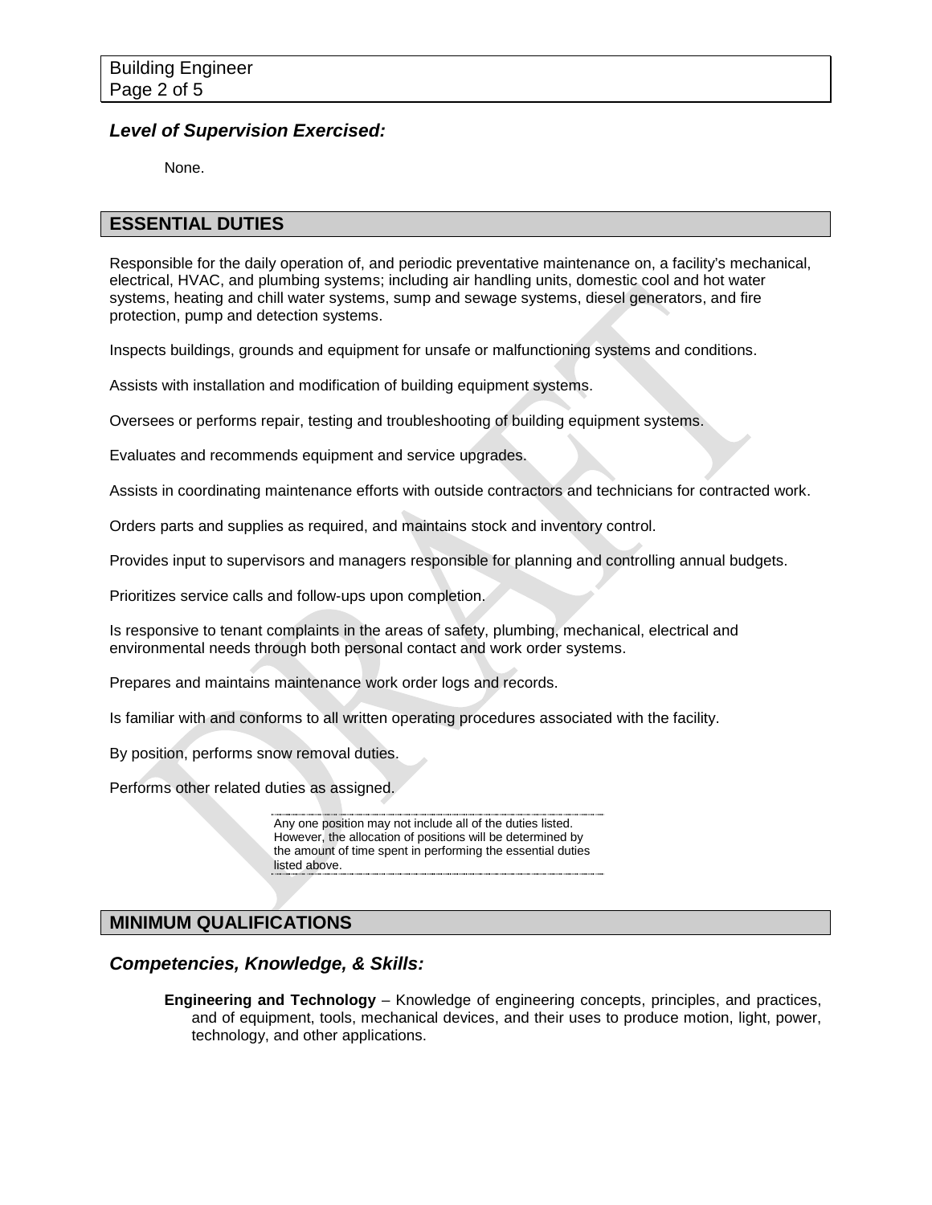### *Level of Supervision Exercised:*

None.

## ESSENTIAL DUTIES

Responsible for the daily operation of, and periodic preventative maintenance on, a facility's mechanical, electrical, HVAC, and plumbing systems; including air handling units, domestic cool and hot water systems, heating and chill water systems, sump and sewage systems, diesel generators, and fire protection, pump and detection systems.

Inspects buildings, grounds and equipment for unsafe or malfunctioning systems and conditions.

Assists with installation and modification of building equipment systems.

Oversees or performs repair, testing and troubleshooting of building equipment systems.

Evaluates and recommends equipment and service upgrades.

Assists in coordinating maintenance efforts with outside contractors and technicians for contracted work.

Orders parts and supplies as required, and maintains stock and inventory control.

Provides input to supervisors and managers responsible for planning and controlling annual budgets.

Prioritizes service calls and follow-ups upon completion.

Is responsive to tenant complaints in the areas of safety, plumbing, mechanical, electrical and environmental needs through both personal contact and work order systems.

Prepares and maintains maintenance work order logs and records.

Is familiar with and conforms to all written operating procedures associated with the facility.

By position, performs snow removal duties.

Performs other related duties as assigned.

Any one position may not include all of the duties listed. However, the allocation of positions will be determined by the amount of time spent in performing the essential duties listed above.

## MINIMUM QUALIFICATIONS

### *Competencies, Knowledge, & Skills:*

**Engineering and Technology** – Knowledge of engineering concepts, principles, and practices, and of equipment, tools, mechanical devices, and their uses to produce motion, light, power, technology, and other applications.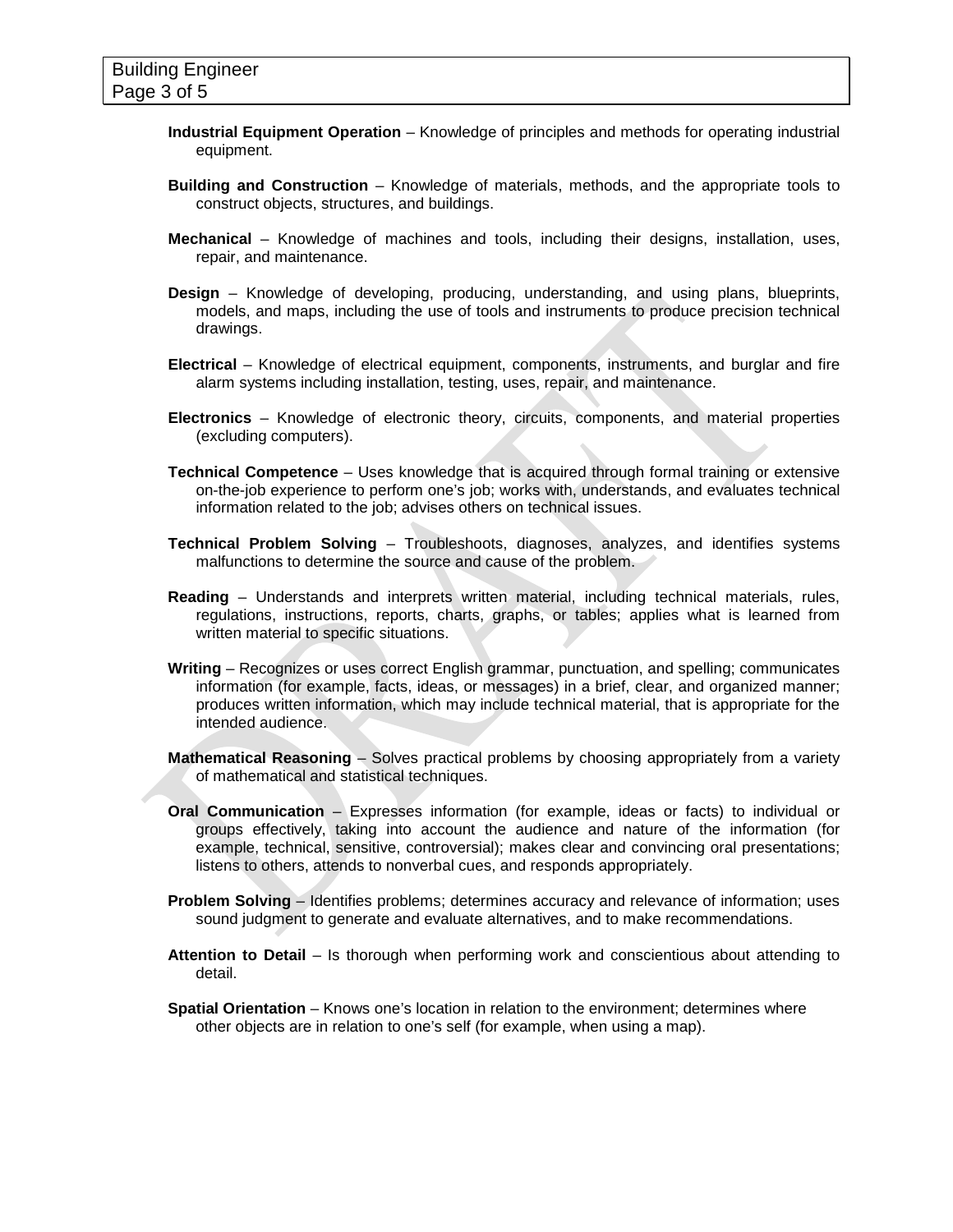**Industrial Equipment Operation** – Knowledge of principles and methods for operating industrial equipment.

**Building and Construction** – Knowledge of materials, methods, and the appropriate tools to construct objects, structures, and buildings.

**Mechanical** – Knowledge of machines and tools, including their designs, installation, uses, repair, and maintenance.

**Design** – Knowledge of developing, producing, understanding, and using plans, blueprints, models, and maps, including the use of tools and instruments to produce precision technical drawings.

**Electrical** – Knowledge of electrical equipment, components, instruments, and burglar and fire alarm systems including installation, testing, uses, repair, and maintenance.

**Electronics** – Knowledge of electronic theory, circuits, components, and material properties (excluding computers).

**Technical Competence** – Uses knowledge that is acquired through formal training or extensive on-the-job experience to perform one's job; works with, understands, and evaluates technical information related to the job; advises others on technical issues.

**Technical Problem Solving** – Troubleshoots, diagnoses, analyzes, and identifies systems malfunctions to determine the source and cause of the problem.

**Reading** – Understands and interprets written material, including technical materials, rules, regulations, instructions, reports, charts, graphs, or tables; applies what is learned from written material to specific situations.

**Writing** – Recognizes or uses correct English grammar, punctuation, and spelling; communicates information (for example, facts, ideas, or messages) in a brief, clear, and organized manner; produces written information, which may include technical material, that is appropriate for the intended audience.

**Mathematical Reasoning** – Solves practical problems by choosing appropriately from a variety of mathematical and statistical techniques.

**Oral Communication** – Expresses information (for example, ideas or facts) to individual or groups effectively, taking into account the audience and nature of the information (for example, technical, sensitive, controversial); makes clear and convincing oral presentations; listens to others, attends to nonverbal cues, and responds appropriately.

**Problem Solving** – Identifies problems; determines accuracy and relevance of information; uses sound judgment to generate and evaluate alternatives, and to make recommendations.

**Attention to Detail** – Is thorough when performing work and conscientious about attending to detail.

**Spatial Orientation** – Knows one's location in relation to the environment; determines where other objects are in relation to one's self (for example, when using a map).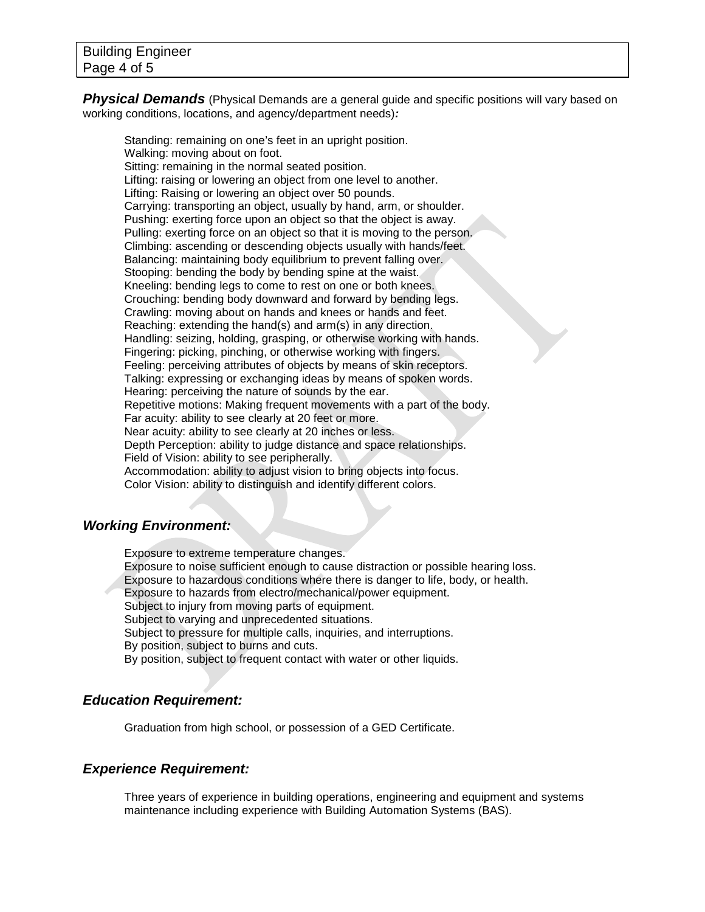***Physical Demands*** (Physical Demands are a general guide and specific positions will vary based on working conditions, locations, and agency/department needs)***:***

Standing: remaining on one's feet in an upright position.
Walking: moving about on foot.
Sitting: remaining in the normal seated position.
Lifting: raising or lowering an object from one level to another.
Lifting: Raising or lowering an object over 50 pounds.
Carrying: transporting an object, usually by hand, arm, or shoulder.
Pushing: exerting force upon an object so that the object is away.
Pulling: exerting force on an object so that it is moving to the person.
Climbing: ascending or descending objects usually with hands/feet.
Balancing: maintaining body equilibrium to prevent falling over.
Stooping: bending the body by bending spine at the waist.
Kneeling: bending legs to come to rest on one or both knees.
Crouching: bending body downward and forward by bending legs.
Crawling: moving about on hands and knees or hands and feet.
Reaching: extending the hand(s) and arm(s) in any direction.
Handling: seizing, holding, grasping, or otherwise working with hands.
Fingering: picking, pinching, or otherwise working with fingers.
Feeling: perceiving attributes of objects by means of skin receptors.
Talking: expressing or exchanging ideas by means of spoken words.
Hearing: perceiving the nature of sounds by the ear.
Repetitive motions: Making frequent movements with a part of the body.
Far acuity: ability to see clearly at 20 feet or more.
Near acuity: ability to see clearly at 20 inches or less.
Depth Perception: ability to judge distance and space relationships.
Field of Vision: ability to see peripherally.
Accommodation: ability to adjust vision to bring objects into focus.
Color Vision: ability to distinguish and identify different colors.

## *Working Environment:*

Exposure to extreme temperature changes.
Exposure to noise sufficient enough to cause distraction or possible hearing loss.
Exposure to hazardous conditions where there is danger to life, body, or health.
Exposure to hazards from electro/mechanical/power equipment.
Subject to injury from moving parts of equipment.
Subject to varying and unprecedented situations.
Subject to pressure for multiple calls, inquiries, and interruptions.
By position, subject to burns and cuts.
By position, subject to frequent contact with water or other liquids.

## *Education Requirement:*

Graduation from high school, or possession of a GED Certificate.

## *Experience Requirement:*

Three years of experience in building operations, engineering and equipment and systems maintenance including experience with Building Automation Systems (BAS).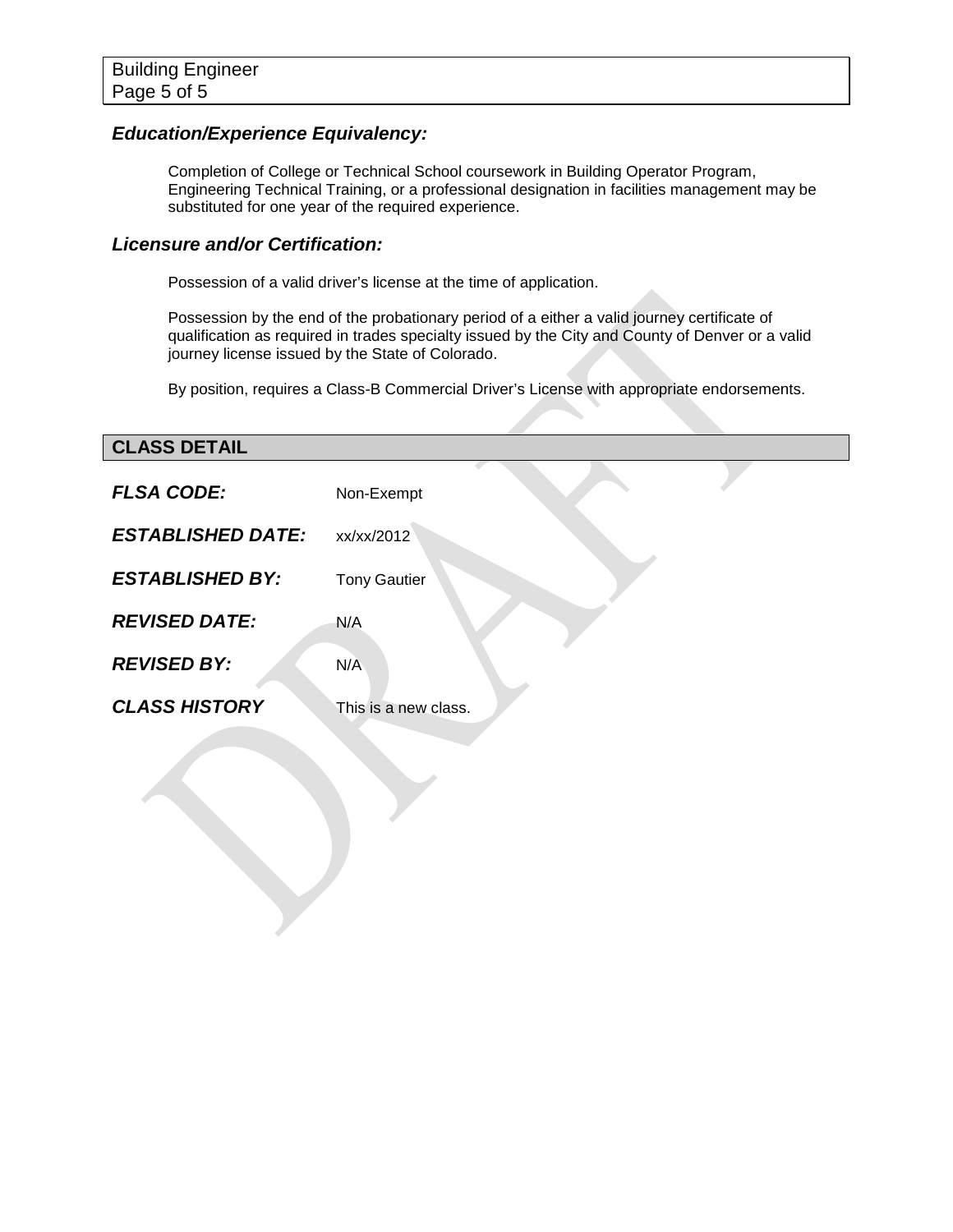### *Education/Experience Equivalency:*

Completion of College or Technical School coursework in Building Operator Program, Engineering Technical Training, or a professional designation in facilities management may be substituted for one year of the required experience.

### *Licensure and/or Certification:*

Possession of a valid driver's license at the time of application.

Possession by the end of the probationary period of a either a valid journey certificate of qualification as required in trades specialty issued by the City and County of Denver or a valid journey license issued by the State of Colorado.

By position, requires a Class-B Commercial Driver's License with appropriate endorsements.

## CLASS DETAIL

***FLSA CODE:*** Non-Exempt

***ESTABLISHED DATE:*** xx/xx/2012

***ESTABLISHED BY:*** Tony Gautier

***REVISED DATE:*** N/A

***REVISED BY:*** N/A

***CLASS HISTORY*** This is a new class.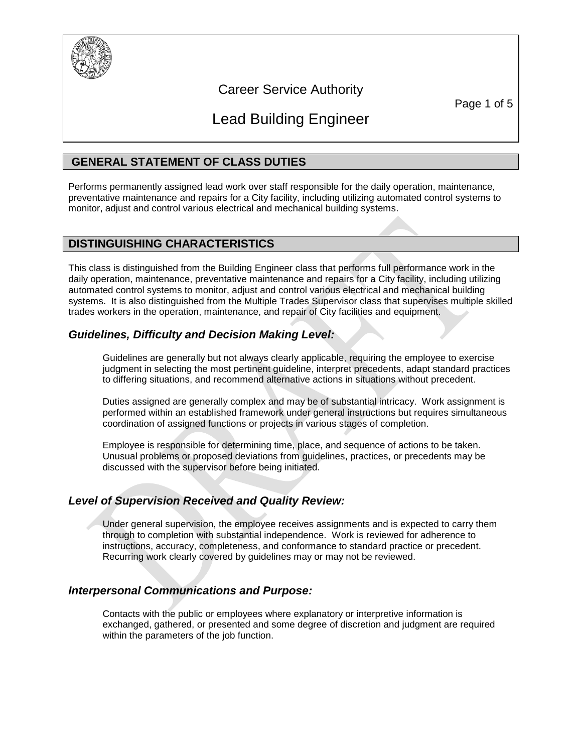# Career Service Authority

# Lead Building Engineer

## GENERAL STATEMENT OF CLASS DUTIES

Performs permanently assigned lead work over staff responsible for the daily operation, maintenance, preventative maintenance and repairs for a City facility, including utilizing automated control systems to monitor, adjust and control various electrical and mechanical building systems.

## DISTINGUISHING CHARACTERISTICS

This class is distinguished from the Building Engineer class that performs full performance work in the daily operation, maintenance, preventative maintenance and repairs for a City facility, including utilizing automated control systems to monitor, adjust and control various electrical and mechanical building systems. It is also distinguished from the Multiple Trades Supervisor class that supervises multiple skilled trades workers in the operation, maintenance, and repair of City facilities and equipment.

### *Guidelines, Difficulty and Decision Making Level:*

Guidelines are generally but not always clearly applicable, requiring the employee to exercise judgment in selecting the most pertinent guideline, interpret precedents, adapt standard practices to differing situations, and recommend alternative actions in situations without precedent.

Duties assigned are generally complex and may be of substantial intricacy. Work assignment is performed within an established framework under general instructions but requires simultaneous coordination of assigned functions or projects in various stages of completion.

Employee is responsible for determining time, place, and sequence of actions to be taken. Unusual problems or proposed deviations from guidelines, practices, or precedents may be discussed with the supervisor before being initiated.

### *Level of Supervision Received and Quality Review:*

Under general supervision, the employee receives assignments and is expected to carry them through to completion with substantial independence. Work is reviewed for adherence to instructions, accuracy, completeness, and conformance to standard practice or precedent. Recurring work clearly covered by guidelines may or may not be reviewed.

### *Interpersonal Communications and Purpose:*

Contacts with the public or employees where explanatory or interpretive information is exchanged, gathered, or presented and some degree of discretion and judgment are required within the parameters of the job function.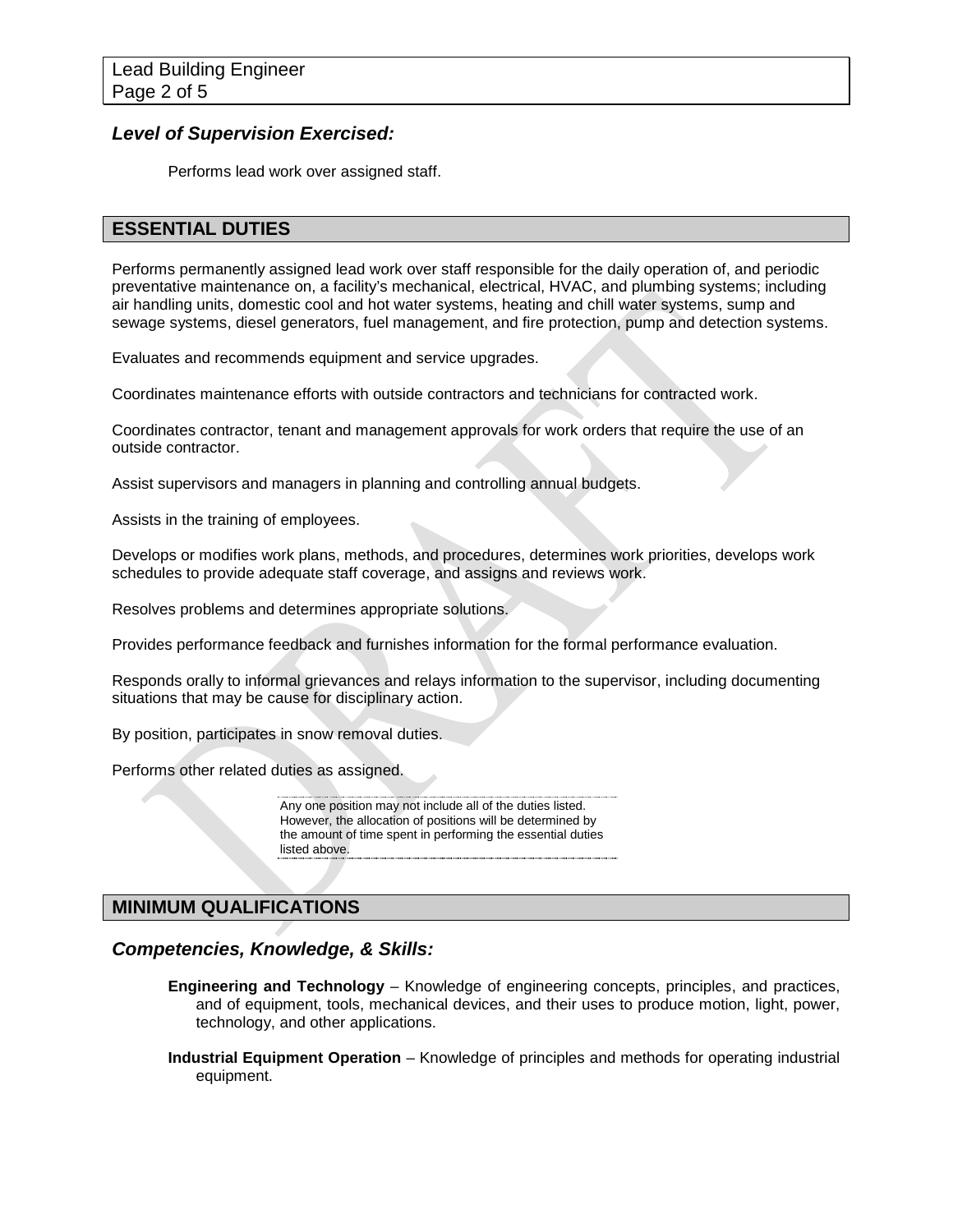### *Level of Supervision Exercised:*

Performs lead work over assigned staff.

## ESSENTIAL DUTIES

Performs permanently assigned lead work over staff responsible for the daily operation of, and periodic preventative maintenance on, a facility's mechanical, electrical, HVAC, and plumbing systems; including air handling units, domestic cool and hot water systems, heating and chill water systems, sump and sewage systems, diesel generators, fuel management, and fire protection, pump and detection systems.

Evaluates and recommends equipment and service upgrades.

Coordinates maintenance efforts with outside contractors and technicians for contracted work.

Coordinates contractor, tenant and management approvals for work orders that require the use of an outside contractor.

Assist supervisors and managers in planning and controlling annual budgets.

Assists in the training of employees.

Develops or modifies work plans, methods, and procedures, determines work priorities, develops work schedules to provide adequate staff coverage, and assigns and reviews work.

Resolves problems and determines appropriate solutions.

Provides performance feedback and furnishes information for the formal performance evaluation.

Responds orally to informal grievances and relays information to the supervisor, including documenting situations that may be cause for disciplinary action.

By position, participates in snow removal duties.

Performs other related duties as assigned.

Any one position may not include all of the duties listed. However, the allocation of positions will be determined by the amount of time spent in performing the essential duties listed above.

## MINIMUM QUALIFICATIONS

### *Competencies, Knowledge, & Skills:*

**Engineering and Technology** – Knowledge of engineering concepts, principles, and practices, and of equipment, tools, mechanical devices, and their uses to produce motion, light, power, technology, and other applications.

**Industrial Equipment Operation** – Knowledge of principles and methods for operating industrial equipment.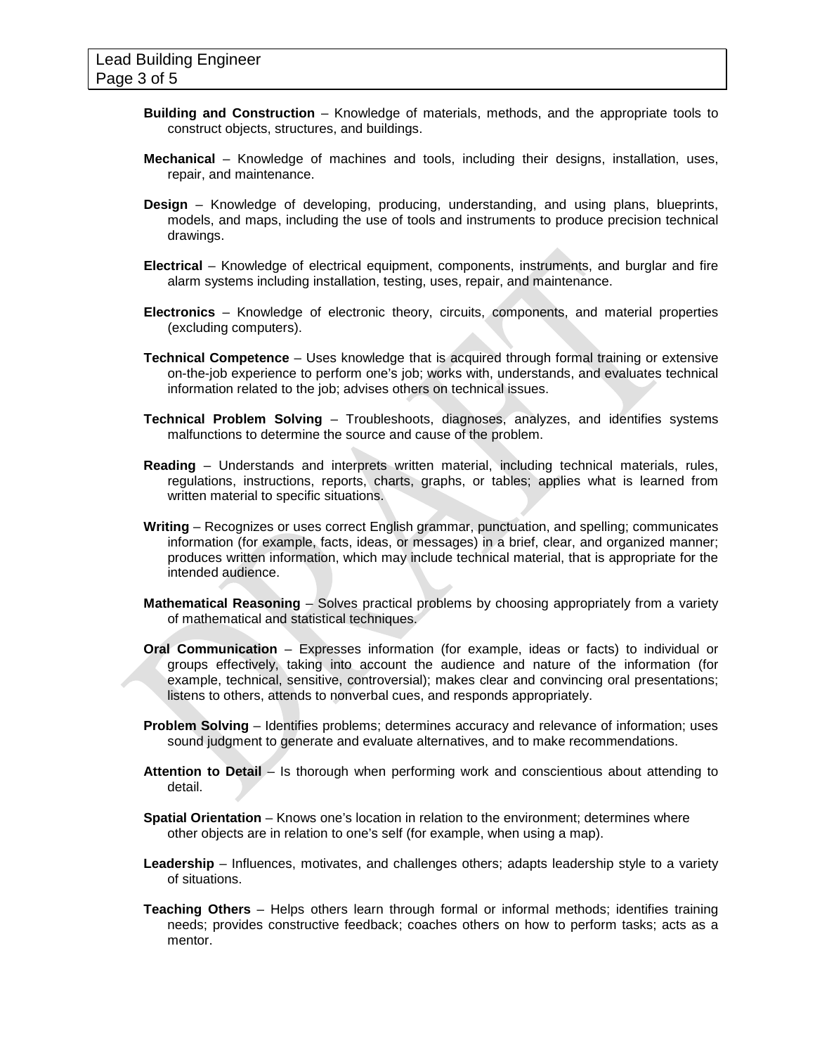**Building and Construction** – Knowledge of materials, methods, and the appropriate tools to construct objects, structures, and buildings.

**Mechanical** – Knowledge of machines and tools, including their designs, installation, uses, repair, and maintenance.

**Design** – Knowledge of developing, producing, understanding, and using plans, blueprints, models, and maps, including the use of tools and instruments to produce precision technical drawings.

**Electrical** – Knowledge of electrical equipment, components, instruments, and burglar and fire alarm systems including installation, testing, uses, repair, and maintenance.

**Electronics** – Knowledge of electronic theory, circuits, components, and material properties (excluding computers).

**Technical Competence** – Uses knowledge that is acquired through formal training or extensive on-the-job experience to perform one's job; works with, understands, and evaluates technical information related to the job; advises others on technical issues.

**Technical Problem Solving** – Troubleshoots, diagnoses, analyzes, and identifies systems malfunctions to determine the source and cause of the problem.

**Reading** – Understands and interprets written material, including technical materials, rules, regulations, instructions, reports, charts, graphs, or tables; applies what is learned from written material to specific situations.

**Writing** – Recognizes or uses correct English grammar, punctuation, and spelling; communicates information (for example, facts, ideas, or messages) in a brief, clear, and organized manner; produces written information, which may include technical material, that is appropriate for the intended audience.

**Mathematical Reasoning** – Solves practical problems by choosing appropriately from a variety of mathematical and statistical techniques.

**Oral Communication** – Expresses information (for example, ideas or facts) to individual or groups effectively, taking into account the audience and nature of the information (for example, technical, sensitive, controversial); makes clear and convincing oral presentations; listens to others, attends to nonverbal cues, and responds appropriately.

**Problem Solving** – Identifies problems; determines accuracy and relevance of information; uses sound judgment to generate and evaluate alternatives, and to make recommendations.

**Attention to Detail** – Is thorough when performing work and conscientious about attending to detail.

**Spatial Orientation** – Knows one's location in relation to the environment; determines where other objects are in relation to one's self (for example, when using a map).

**Leadership** – Influences, motivates, and challenges others; adapts leadership style to a variety of situations.

**Teaching Others** – Helps others learn through formal or informal methods; identifies training needs; provides constructive feedback; coaches others on how to perform tasks; acts as a mentor.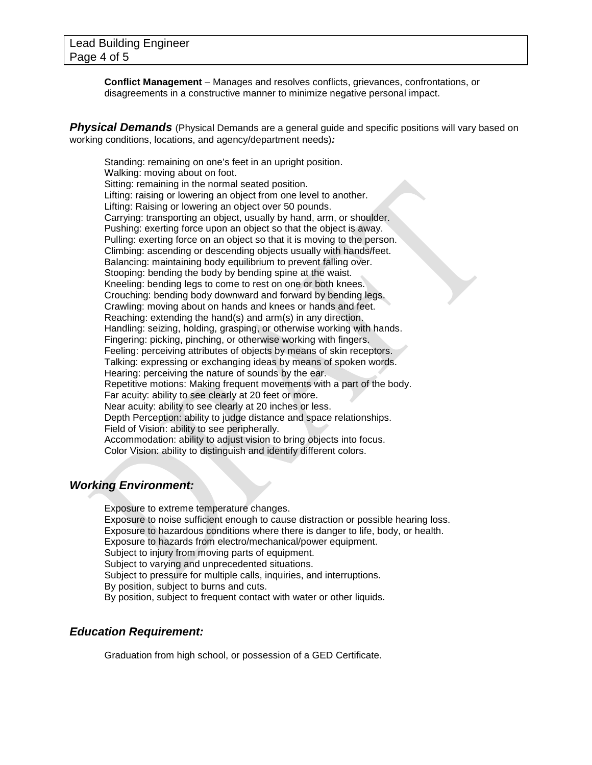**Conflict Management** – Manages and resolves conflicts, grievances, confrontations, or disagreements in a constructive manner to minimize negative personal impact.

***Physical Demands*** (Physical Demands are a general guide and specific positions will vary based on working conditions, locations, and agency/department needs)***:***

Standing: remaining on one's feet in an upright position.
Walking: moving about on foot.
Sitting: remaining in the normal seated position.
Lifting: raising or lowering an object from one level to another.
Lifting: Raising or lowering an object over 50 pounds.
Carrying: transporting an object, usually by hand, arm, or shoulder.
Pushing: exerting force upon an object so that the object is away.
Pulling: exerting force on an object so that it is moving to the person.
Climbing: ascending or descending objects usually with hands/feet.
Balancing: maintaining body equilibrium to prevent falling over.
Stooping: bending the body by bending spine at the waist.
Kneeling: bending legs to come to rest on one or both knees.
Crouching: bending body downward and forward by bending legs.
Crawling: moving about on hands and knees or hands and feet.
Reaching: extending the hand(s) and arm(s) in any direction.
Handling: seizing, holding, grasping, or otherwise working with hands.
Fingering: picking, pinching, or otherwise working with fingers.
Feeling: perceiving attributes of objects by means of skin receptors.
Talking: expressing or exchanging ideas by means of spoken words.
Hearing: perceiving the nature of sounds by the ear.
Repetitive motions: Making frequent movements with a part of the body.
Far acuity: ability to see clearly at 20 feet or more.
Near acuity: ability to see clearly at 20 inches or less.
Depth Perception: ability to judge distance and space relationships.
Field of Vision: ability to see peripherally.
Accommodation: ability to adjust vision to bring objects into focus.
Color Vision: ability to distinguish and identify different colors.

## *Working Environment:*

Exposure to extreme temperature changes.
Exposure to noise sufficient enough to cause distraction or possible hearing loss.
Exposure to hazardous conditions where there is danger to life, body, or health.
Exposure to hazards from electro/mechanical/power equipment.
Subject to injury from moving parts of equipment.
Subject to varying and unprecedented situations.
Subject to pressure for multiple calls, inquiries, and interruptions.
By position, subject to burns and cuts.
By position, subject to frequent contact with water or other liquids.

## *Education Requirement:*

Graduation from high school, or possession of a GED Certificate.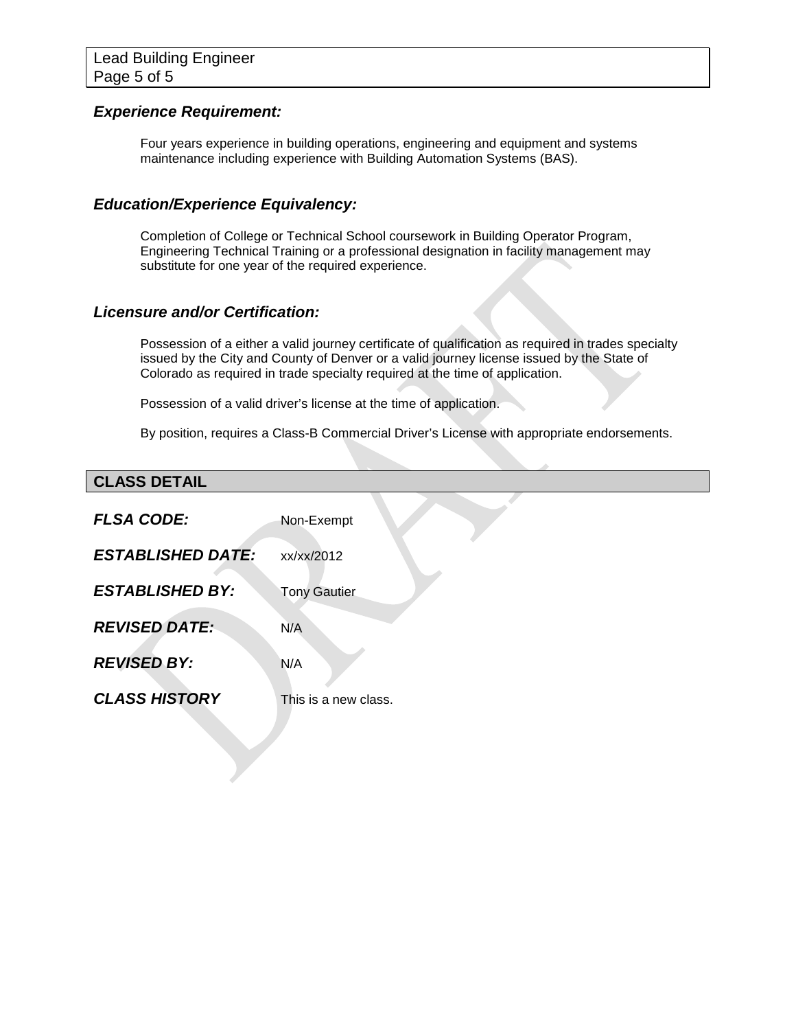### *Experience Requirement:*

Four years experience in building operations, engineering and equipment and systems maintenance including experience with Building Automation Systems (BAS).

### *Education/Experience Equivalency:*

Completion of College or Technical School coursework in Building Operator Program, Engineering Technical Training or a professional designation in facility management may substitute for one year of the required experience.

### *Licensure and/or Certification:*

Possession of a either a valid journey certificate of qualification as required in trades specialty issued by the City and County of Denver or a valid journey license issued by the State of Colorado as required in trade specialty required at the time of application.

Possession of a valid driver's license at the time of application.

By position, requires a Class-B Commercial Driver's License with appropriate endorsements.

## CLASS DETAIL

***FLSA CODE:*** Non-Exempt

***ESTABLISHED DATE:*** xx/xx/2012

***ESTABLISHED BY:*** Tony Gautier

***REVISED DATE:*** N/A

***REVISED BY:*** N/A

***CLASS HISTORY*** This is a new class.